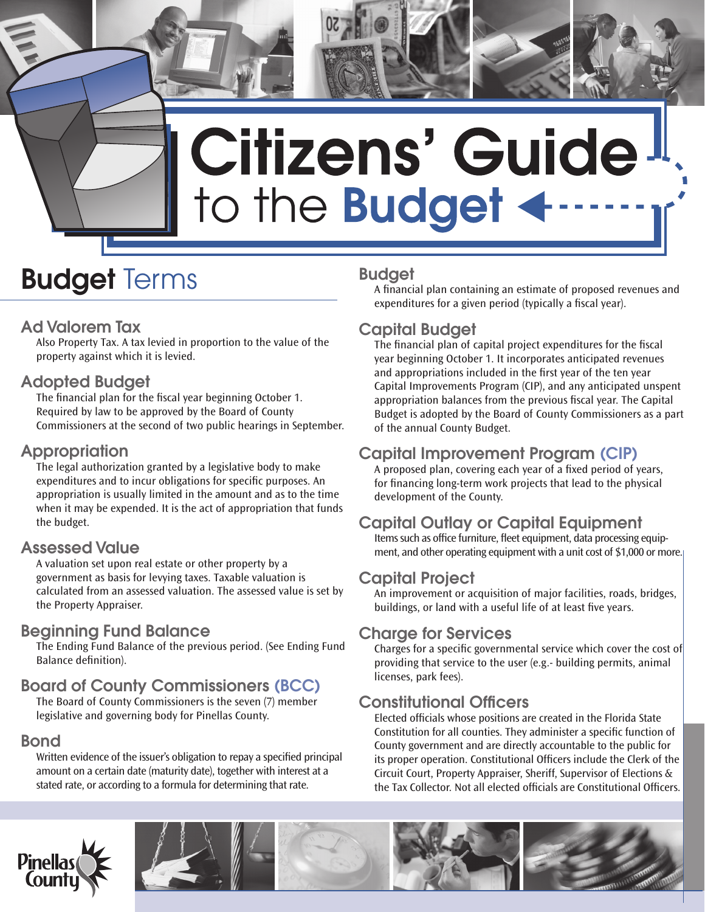# Citizens' Guide to the Budget

## Budget Terms

### Ad Valorem Tax

Also Property Tax. A tax levied in proportion to the value of the property against which it is levied.

### Adopted Budget

The financial plan for the fiscal year beginning October 1. Required by law to be approved by the Board of County Commissioners at the second of two public hearings in September.

### Appropriation

The legal authorization granted by a legislative body to make expenditures and to incur obligations for specific purposes. An appropriation is usually limited in the amount and as to the time when it may be expended. It is the act of appropriation that funds the budget.

### Assessed Value

A valuation set upon real estate or other property by a government as basis for levying taxes. Taxable valuation is calculated from an assessed valuation. The assessed value is set by the Property Appraiser.

### Beginning Fund Balance

The Ending Fund Balance of the previous period. (See Ending Fund Balance definition).

### Board of County Commissioners (BCC)

The Board of County Commissioners is the seven (7) member legislative and governing body for Pinellas County.

### Bond

Written evidence of the issuer's obligation to repay a specified principal amount on a certain date (maturity date), together with interest at a stated rate, or according to a formula for determining that rate.

### Budget

A financial plan containing an estimate of proposed revenues and expenditures for a given period (typically a fiscal year).

### Capital Budget

The financial plan of capital project expenditures for the fiscal year beginning October 1. It incorporates anticipated revenues and appropriations included in the first year of the ten year Capital Improvements Program (CIP), and any anticipated unspent appropriation balances from the previous fiscal year. The Capital Budget is adopted by the Board of County Commissioners as a part of the annual County Budget.

### Capital Improvement Program (CIP)

A proposed plan, covering each year of a fixed period of years, for financing long-term work projects that lead to the physical development of the County.

### Capital Outlay or Capital Equipment

Items such as office furniture, fleet equipment, data processing equipment, and other operating equipment with a unit cost of $1,000 or more.

### Capital Project

An improvement or acquisition of major facilities, roads, bridges, buildings, or land with a useful life of at least five years.

### Charge for Services

Charges for a specific governmental service which cover the cost of providing that service to the user (e.g.- building permits, animal licenses, park fees).

### Constitutional Officers

Elected officials whose positions are created in the Florida State Constitution for all counties. They administer a specific function of County government and are directly accountable to the public for its proper operation. Constitutional Officers include the Clerk of the Circuit Court, Property Appraiser, Sheriff, Supervisor of Elections & the Tax Collector. Not all elected officials are Constitutional Officers.

Pinellas County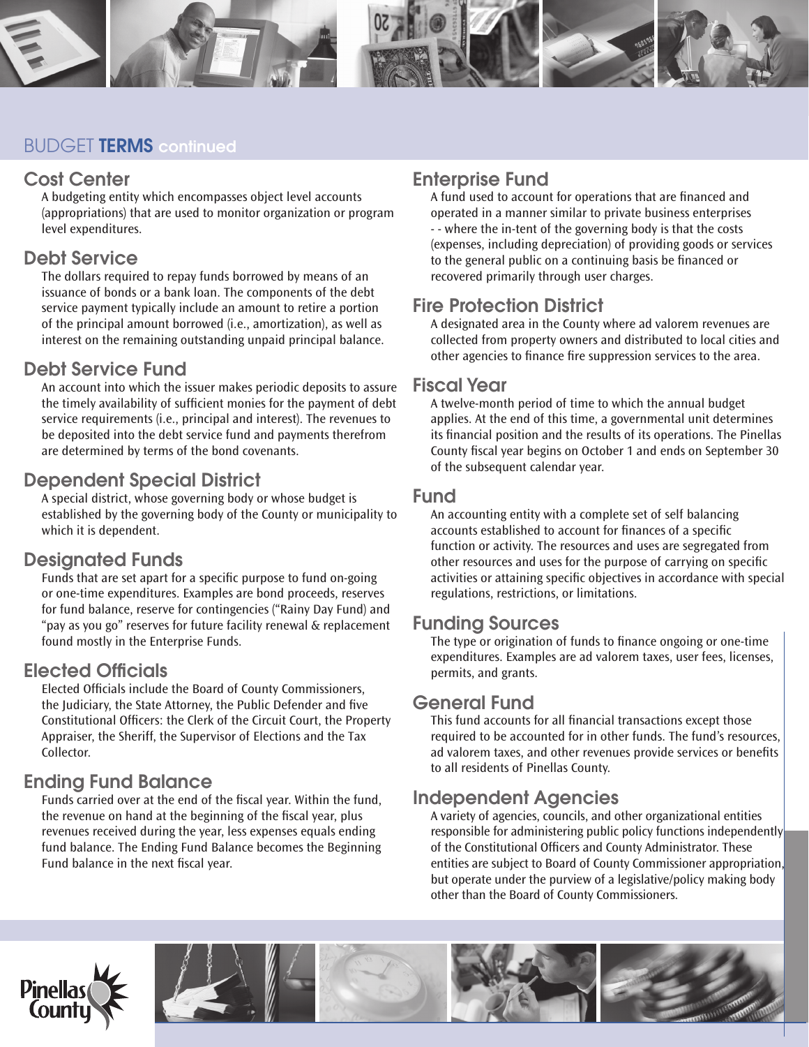## BUDGET **TERMS** continued

### Cost Center

A budgeting entity which encompasses object level accounts (appropriations) that are used to monitor organization or program level expenditures.

### Debt Service

The dollars required to repay funds borrowed by means of an issuance of bonds or a bank loan. The components of the debt service payment typically include an amount to retire a portion of the principal amount borrowed (i.e., amortization), as well as interest on the remaining outstanding unpaid principal balance.

### Debt Service Fund

An account into which the issuer makes periodic deposits to assure the timely availability of sufficient monies for the payment of debt service requirements (i.e., principal and interest). The revenues to be deposited into the debt service fund and payments therefrom are determined by terms of the bond covenants.

### Dependent Special District

A special district, whose governing body or whose budget is established by the governing body of the County or municipality to which it is dependent.

### Designated Funds

Funds that are set apart for a specific purpose to fund on-going or one-time expenditures. Examples are bond proceeds, reserves for fund balance, reserve for contingencies ("Rainy Day Fund) and "pay as you go" reserves for future facility renewal & replacement found mostly in the Enterprise Funds.

### Elected Officials

Elected Officials include the Board of County Commissioners, the Judiciary, the State Attorney, the Public Defender and five Constitutional Officers: the Clerk of the Circuit Court, the Property Appraiser, the Sheriff, the Supervisor of Elections and the Tax Collector.

### Ending Fund Balance

Funds carried over at the end of the fiscal year. Within the fund, the revenue on hand at the beginning of the fiscal year, plus revenues received during the year, less expenses equals ending fund balance. The Ending Fund Balance becomes the Beginning Fund balance in the next fiscal year.

### Enterprise Fund

A fund used to account for operations that are financed and operated in a manner similar to private business enterprises - - where the in-tent of the governing body is that the costs (expenses, including depreciation) of providing goods or services to the general public on a continuing basis be financed or recovered primarily through user charges.

### Fire Protection District

A designated area in the County where ad valorem revenues are collected from property owners and distributed to local cities and other agencies to finance fire suppression services to the area.

### Fiscal Year

A twelve-month period of time to which the annual budget applies. At the end of this time, a governmental unit determines its financial position and the results of its operations. The Pinellas County fiscal year begins on October 1 and ends on September 30 of the subsequent calendar year.

### Fund

An accounting entity with a complete set of self balancing accounts established to account for finances of a specific function or activity. The resources and uses are segregated from other resources and uses for the purpose of carrying on specific activities or attaining specific objectives in accordance with special regulations, restrictions, or limitations.

### Funding Sources

The type or origination of funds to finance ongoing or one-time expenditures. Examples are ad valorem taxes, user fees, licenses, permits, and grants.

### General Fund

This fund accounts for all financial transactions except those required to be accounted for in other funds. The fund's resources, ad valorem taxes, and other revenues provide services or benefits to all residents of Pinellas County.

### Independent Agencies

A variety of agencies, councils, and other organizational entities responsible for administering public policy functions independently of the Constitutional Officers and County Administrator. These entities are subject to Board of County Commissioner appropriation, but operate under the purview of a legislative/policy making body other than the Board of County Commissioners.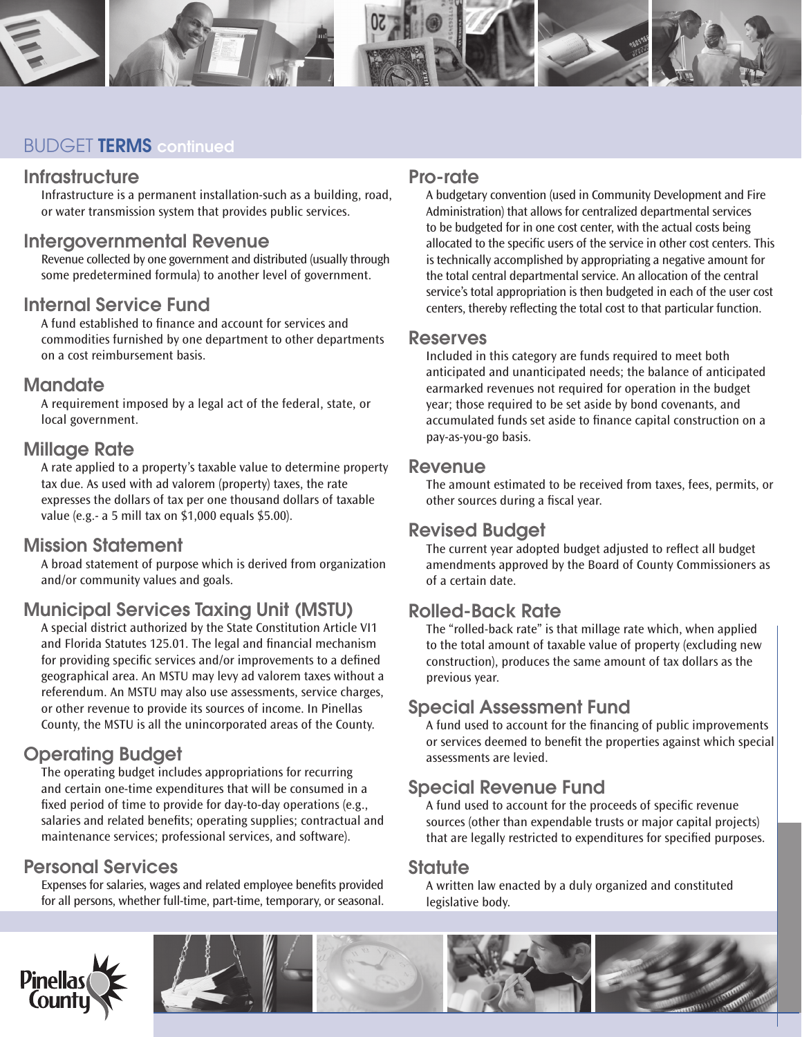# BUDGET TERMS continued

## Infrastructure

Infrastructure is a permanent installation-such as a building, road, or water transmission system that provides public services.

## Intergovernmental Revenue

Revenue collected by one government and distributed (usually through some predetermined formula) to another level of government.

## Internal Service Fund

A fund established to finance and account for services and commodities furnished by one department to other departments on a cost reimbursement basis.

## Mandate

A requirement imposed by a legal act of the federal, state, or local government.

## Millage Rate

A rate applied to a property's taxable value to determine property tax due. As used with ad valorem (property) taxes, the rate expresses the dollars of tax per one thousand dollars of taxable value (e.g.- a 5 mill tax on $1,000 equals $5.00).

## Mission Statement

A broad statement of purpose which is derived from organization and/or community values and goals.

## Municipal Services Taxing Unit (MSTU)

A special district authorized by the State Constitution Article VI1 and Florida Statutes 125.01. The legal and financial mechanism for providing specific services and/or improvements to a defined geographical area. An MSTU may levy ad valorem taxes without a referendum. An MSTU may also use assessments, service charges, or other revenue to provide its sources of income. In Pinellas County, the MSTU is all the unincorporated areas of the County.

## Operating Budget

The operating budget includes appropriations for recurring and certain one-time expenditures that will be consumed in a fixed period of time to provide for day-to-day operations (e.g., salaries and related benefits; operating supplies; contractual and maintenance services; professional services, and software).

## Personal Services

Expenses for salaries, wages and related employee benefits provided for all persons, whether full-time, part-time, temporary, or seasonal.

## Pro-rate

A budgetary convention (used in Community Development and Fire Administration) that allows for centralized departmental services to be budgeted for in one cost center, with the actual costs being allocated to the specific users of the service in other cost centers. This is technically accomplished by appropriating a negative amount for the total central departmental service. An allocation of the central service's total appropriation is then budgeted in each of the user cost centers, thereby reflecting the total cost to that particular function.

## Reserves

Included in this category are funds required to meet both anticipated and unanticipated needs; the balance of anticipated earmarked revenues not required for operation in the budget year; those required to be set aside by bond covenants, and accumulated funds set aside to finance capital construction on a pay-as-you-go basis.

## Revenue

The amount estimated to be received from taxes, fees, permits, or other sources during a fiscal year.

## Revised Budget

The current year adopted budget adjusted to reflect all budget amendments approved by the Board of County Commissioners as of a certain date.

## Rolled-Back Rate

The "rolled-back rate" is that millage rate which, when applied to the total amount of taxable value of property (excluding new construction), produces the same amount of tax dollars as the previous year.

## Special Assessment Fund

A fund used to account for the financing of public improvements or services deemed to benefit the properties against which special assessments are levied.

## Special Revenue Fund

A fund used to account for the proceeds of specific revenue sources (other than expendable trusts or major capital projects) that are legally restricted to expenditures for specified purposes.

## Statute

A written law enacted by a duly organized and constituted legislative body.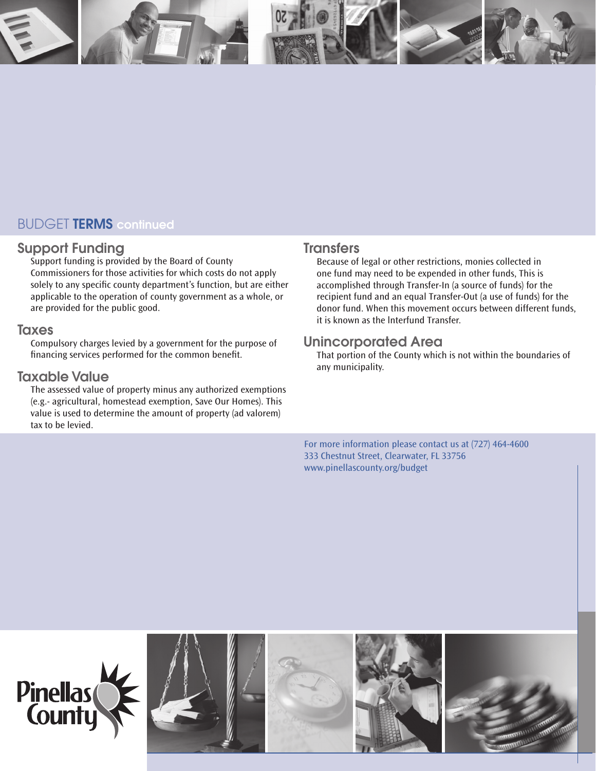## BUDGET **TERMS** continued

### Support Funding

Support funding is provided by the Board of County Commissioners for those activities for which costs do not apply solely to any specific county department's function, but are either applicable to the operation of county government as a whole, or are provided for the public good.

### Taxes

Compulsory charges levied by a government for the purpose of financing services performed for the common benefit.

### Taxable Value

The assessed value of property minus any authorized exemptions (e.g.- agricultural, homestead exemption, Save Our Homes). This value is used to determine the amount of property (ad valorem) tax to be levied.

### Transfers

Because of legal or other restrictions, monies collected in one fund may need to be expended in other funds, This is accomplished through Transfer-In (a source of funds) for the recipient fund and an equal Transfer-Out (a use of funds) for the donor fund. When this movement occurs between different funds, it is known as the Interfund Transfer.

### Unincorporated Area

That portion of the County which is not within the boundaries of any municipality.

For more information please contact us at (727) 464-4600
333 Chestnut Street, Clearwater, FL 33756
www.pinellascounty.org/budget

Pinellas County